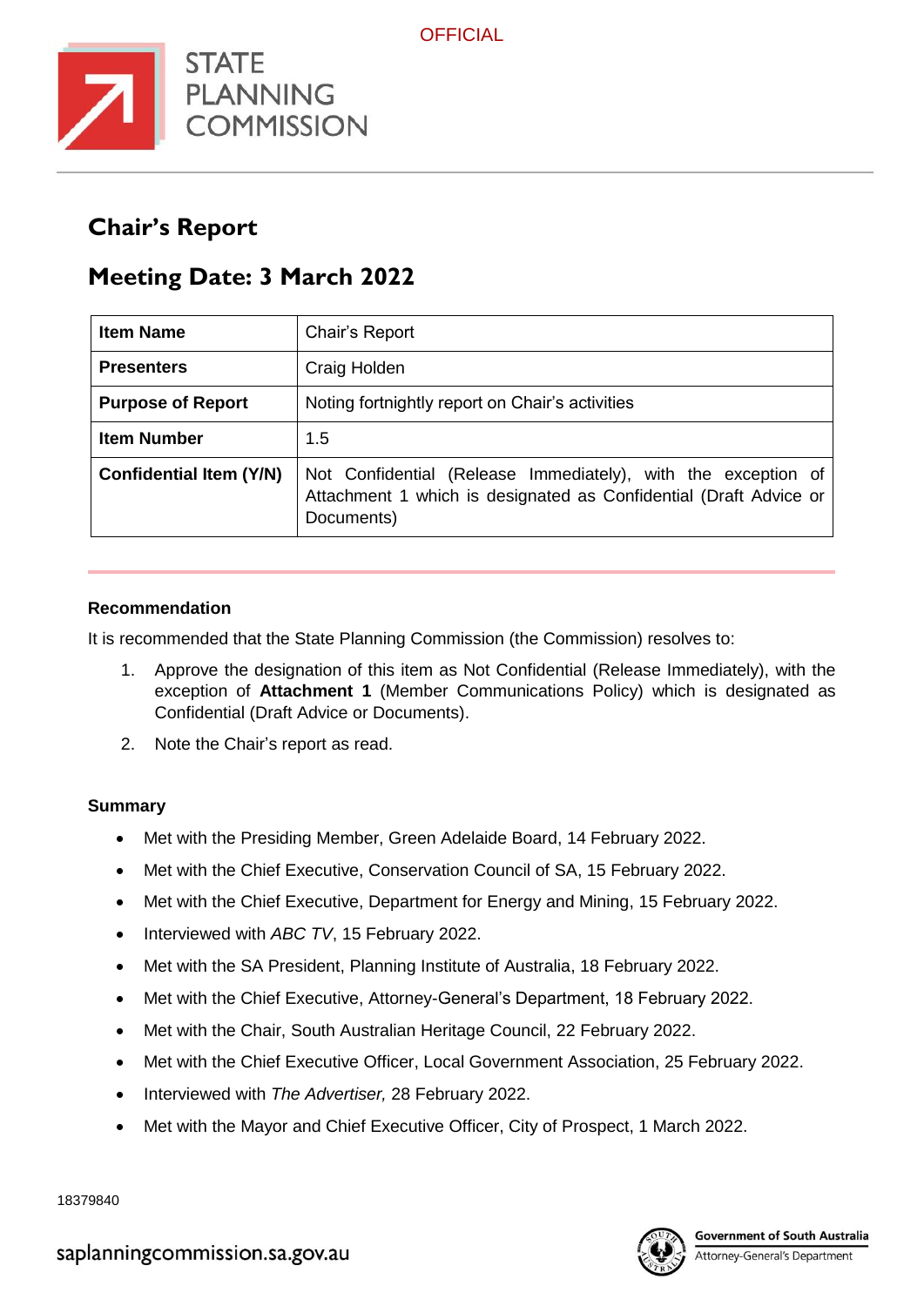# Chair's Report

## Meeting Date: 3 March 2022

| **Item Name** | Chair's Report |
|---|---|
| **Presenters** | Craig Holden |
| **Purpose of Report** | Noting fortnightly report on Chair's activities |
| **Item Number** | 1.5 |
| **Confidential Item (Y/N)** | Not Confidential (Release Immediately), with the exception of Attachment 1 which is designated as Confidential (Draft Advice or Documents) |

### Recommendation

It is recommended that the State Planning Commission (the Commission) resolves to:

1. Approve the designation of this item as Not Confidential (Release Immediately), with the exception of **Attachment 1** (Member Communications Policy) which is designated as Confidential (Draft Advice or Documents).
2. Note the Chair's report as read.

### Summary

- Met with the Presiding Member, Green Adelaide Board, 14 February 2022.
- Met with the Chief Executive, Conservation Council of SA, 15 February 2022.
- Met with the Chief Executive, Department for Energy and Mining, 15 February 2022.
- Interviewed with *ABC TV*, 15 February 2022.
- Met with the SA President, Planning Institute of Australia, 18 February 2022.
- Met with the Chief Executive, Attorney-General's Department, 18 February 2022.
- Met with the Chair, South Australian Heritage Council, 22 February 2022.
- Met with the Chief Executive Officer, Local Government Association, 25 February 2022.
- Interviewed with *The Advertiser,* 28 February 2022.
- Met with the Mayor and Chief Executive Officer, City of Prospect, 1 March 2022.

18379840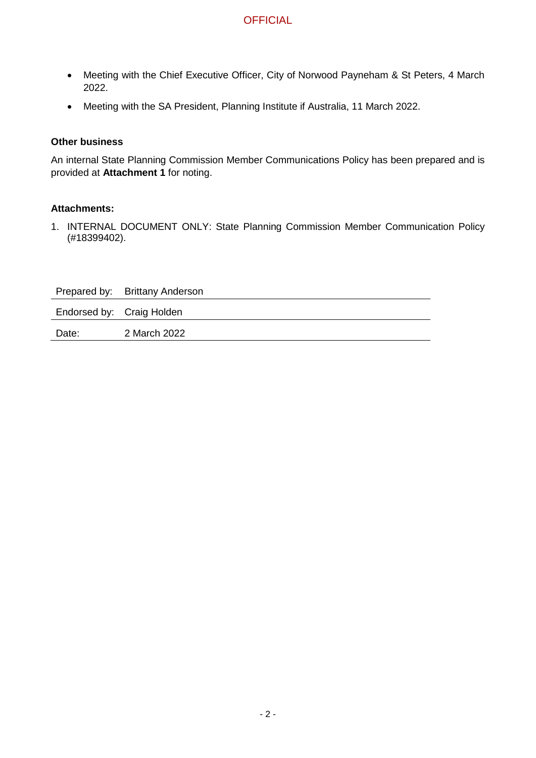- Meeting with the Chief Executive Officer, City of Norwood Payneham & St Peters, 4 March 2022.
- Meeting with the SA President, Planning Institute if Australia, 11 March 2022.

**Other business**

An internal State Planning Commission Member Communications Policy has been prepared and is provided at **Attachment 1** for noting.

**Attachments:**

1. INTERNAL DOCUMENT ONLY: State Planning Commission Member Communication Policy (#18399402).

| | |
|---|---|
| Prepared by: | Brittany Anderson |
| Endorsed by: | Craig Holden |
| Date: | 2 March 2022 |